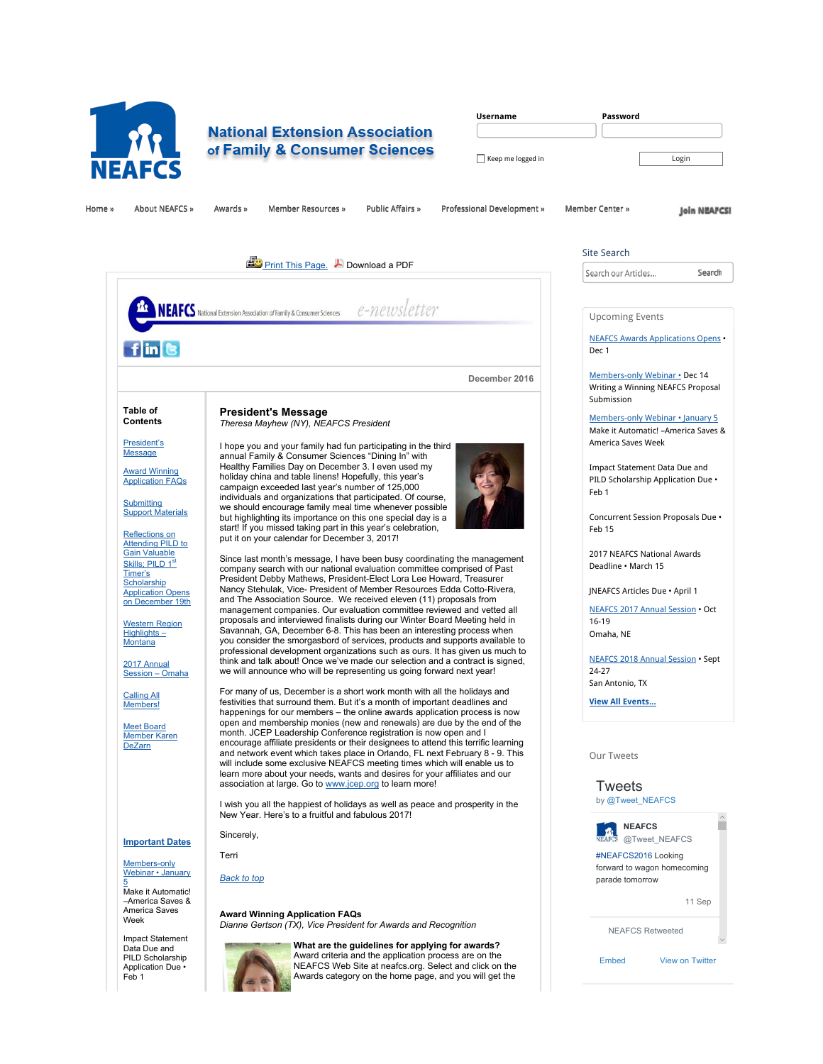# National Extension Association of Family & Consumer Sciences

Username | Password

Keep me logged in | Login

Home » | About NEAFCS » | Awards » | Member Resources » | Public Affairs » | Professional Development » | Member Center » | Join NEAFCS!

Print This Page. | Download a PDF

NEAFCS National Extension Association of Family & Consumer Sciences e-newsletter

December 2016

**Table of Contents**

- President's Message
- Award Winning Application FAQs
- Submitting Support Materials
- Reflections on Attending PILD to Gain Valuable Skills; PILD 1st Timer's Scholarship Application Opens on December 19th
- Western Region Highlights – Montana
- 2017 Annual Session – Omaha
- Calling All Members!
- Meet Board Member Karen DeZarn

## President's Message

*Theresa Mayhew (NY), NEAFCS President*

I hope you and your family had fun participating in the third annual Family & Consumer Sciences "Dining In" with Healthy Families Day on December 3. I even used my holiday china and table linens! Hopefully, this year's campaign exceeded last year's number of 125,000 individuals and organizations that participated. Of course, we should encourage family meal time whenever possible but highlighting its importance on this one special day is a start! If you missed taking part in this year's celebration, put it on your calendar for December 3, 2017!

Since last month's message, I have been busy coordinating the management company search with our national evaluation committee comprised of Past President Debby Mathews, President-Elect Lora Lee Howard, Treasurer Nancy Stehulak, Vice- President of Member Resources Edda Cotto-Rivera, and The Association Source. We received eleven (11) proposals from management companies. Our evaluation committee reviewed and vetted all proposals and interviewed finalists during our Winter Board Meeting held in Savannah, GA, December 6-8. This has been an interesting process when you consider the smorgasbord of services, products and supports available to professional development organizations such as ours. It has given us much to think and talk about! Once we've made our selection and a contract is signed, we will announce who will be representing us going forward next year!

For many of us, December is a short work month with all the holidays and festivities that surround them. But it's a month of important deadlines and happenings for our members – the online awards application process is now open and membership monies (new and renewals) are due by the end of the month. JCEP Leadership Conference registration is now open and I encourage affiliate presidents or their designees to attend this terrific learning and network event which takes place in Orlando, FL next February 8 - 9. This will include some exclusive NEAFCS meeting times which will enable us to learn more about your needs, wants and desires for your affiliates and our association at large. Go to www.jcep.org to learn more!

I wish you all the happiest of holidays as well as peace and prosperity in the New Year. Here's to a fruitful and fabulous 2017!

Sincerely,

Terri

*Back to top*

### Award Winning Application FAQs

*Dianne Gertson (TX), Vice President for Awards and Recognition*

**What are the guidelines for applying for awards?** Award criteria and the application process are on the NEAFCS Web Site at neafcs.org. Select and click on the Awards category on the home page, and you will get the

**Important Dates**

Members-only Webinar • January 5
Make it Automatic! –America Saves & America Saves Week

Impact Statement Data Due and PILD Scholarship Application Due • Feb 1

---

Site Search

Search our Articles... Search

**Upcoming Events**

NEAFCS Awards Applications Opens • Dec 1

Members-only Webinar • Dec 14
Writing a Winning NEAFCS Proposal Submission

Members-only Webinar • January 5
Make it Automatic! –America Saves & America Saves Week

Impact Statement Data Due and PILD Scholarship Application Due • Feb 1

Concurrent Session Proposals Due • Feb 15

2017 NEAFCS National Awards Deadline • March 15

JNEAFCS Articles Due • April 1

NEAFCS 2017 Annual Session • Oct 16-19
Omaha, NE

NEAFCS 2018 Annual Session • Sept 24-27
San Antonio, TX

**View All Events...**

**Our Tweets**

Tweets by @Tweet_NEAFCS

NEAFCS @Tweet_NEAFCS
#NEAFCS2016 Looking forward to wagon homecoming parade tomorrow
11 Sep

NEAFCS Retweeted

Embed | View on Twitter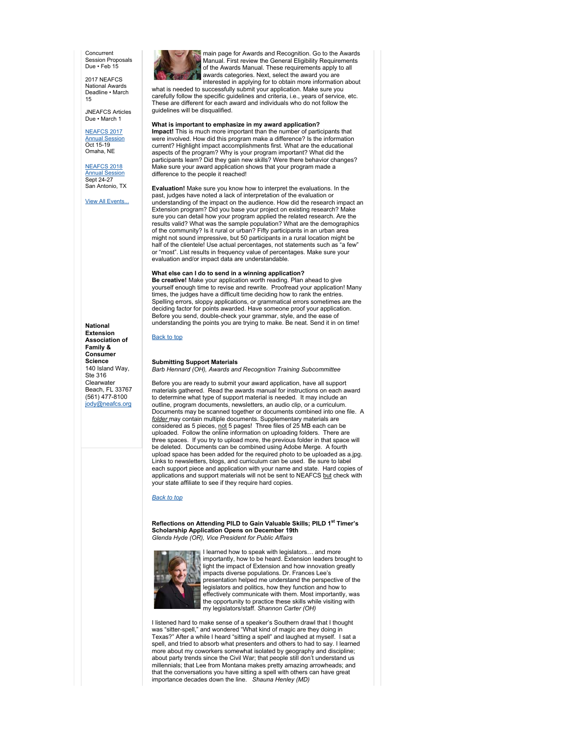Concurrent Session Proposals Due • Feb 15

2017 NEAFCS National Awards Deadline • March 15

JNEAFCS Articles Due • March 1

NEAFCS 2017 Annual Session
Oct 15-19
Omaha, NE

NEAFCS 2018 Annual Session
Sept 24-27
San Antonio, TX

View All Events...

**National Extension Association of Family & Consumer Science**
140 Island Way, Ste 316
Clearwater Beach, FL 33767
(561) 477-8100
jody@neafcs.org

main page for Awards and Recognition. Go to the Awards Manual. First review the General Eligibility Requirements of the Awards Manual. These requirements apply to all awards categories. Next, select the award you are interested in applying for to obtain more information about what is needed to successfully submit your application. Make sure you carefully follow the specific guidelines and criteria, i.e., years of service, etc. These are different for each award and individuals who do not follow the guidelines will be disqualified.

**What is important to emphasize in my award application?**
**Impact!** This is much more important than the number of participants that were involved. How did this program make a difference? Is the information current? Highlight impact accomplishments first. What are the educational aspects of the program? Why is your program important? What did the participants learn? Did they gain new skills? Were there behavior changes? Make sure your award application shows that your program made a difference to the people it reached!

**Evaluation!** Make sure you know how to interpret the evaluations. In the past, judges have noted a lack of interpretation of the evaluation or understanding of the impact on the audience. How did the research impact an Extension program? Did you base your project on existing research? Make sure you can detail how your program applied the related research. Are the results valid? What was the sample population? What are the demographics of the community? Is it rural or urban? Fifty participants in an urban area might not sound impressive, but 50 participants in a rural location might be half of the clientele! Use actual percentages, not statements such as "a few" or "most". List results in frequency value of percentages. Make sure your evaluation and/or impact data are understandable.

**What else can I do to send in a winning application?**
**Be creative!** Make your application worth reading. Plan ahead to give yourself enough time to revise and rewrite. Proofread your application! Many times, the judges have a difficult time deciding how to rank the entries. Spelling errors, sloppy applications, or grammatical errors sometimes are the deciding factor for points awarded. Have someone proof your application. Before you send, double-check your grammar, style, and the ease of understanding the points you are trying to make. Be neat. Send it in on time!

Back to top

**Submitting Support Materials**
*Barb Hennard (OH), Awards and Recognition Training Subcommittee*

Before you are ready to submit your award application, have all support materials gathered. Read the awards manual for instructions on each award to determine what type of support material is needed. It may include an outline, program documents, newsletters, an audio clip, or a curriculum. Documents may be scanned together or documents combined into one file. A *folder* may contain multiple documents. Supplementary materials are considered as 5 pieces, not 5 pages! Three files of 25 MB each can be uploaded. Follow the online information on uploading folders. There are three spaces. If you try to upload more, the previous folder in that space will be deleted. Documents can be combined using Adobe Merge. A fourth upload space has been added for the required photo to be uploaded as a.jpg. Links to newsletters, blogs, and curriculum can be used. Be sure to label each support piece and application with your name and state. Hard copies of applications and support materials will not be sent to NEAFCS but check with your state affiliate to see if they require hard copies.

*Back to top*

**Reflections on Attending PILD to Gain Valuable Skills; PILD 1st Timer's Scholarship Application Opens on December 19th**
*Glenda Hyde (OR), Vice President for Public Affairs*

I learned how to speak with legislators… and more importantly, how to be heard. Extension leaders brought to light the impact of Extension and how innovation greatly impacts diverse populations. Dr. Frances Lee's presentation helped me understand the perspective of the legislators and politics, how they function and how to effectively communicate with them. Most importantly, was the opportunity to practice these skills while visiting with my legislators/staff. *Shannon Carter (OH)*

I listened hard to make sense of a speaker's Southern drawl that I thought was "sitter-spell," and wondered "What kind of magic are they doing in Texas?" After a while I heard "sitting a spell" and laughed at myself. I sat a spell, and tried to absorb what presenters and others to had to say. I learned more about my coworkers somewhat isolated by geography and discipline; about party trends since the Civil War; that people still don't understand us millennials; that Lee from Montana makes pretty amazing arrowheads; and that the conversations you have sitting a spell with others can have great importance decades down the line. *Shauna Henley (MD)*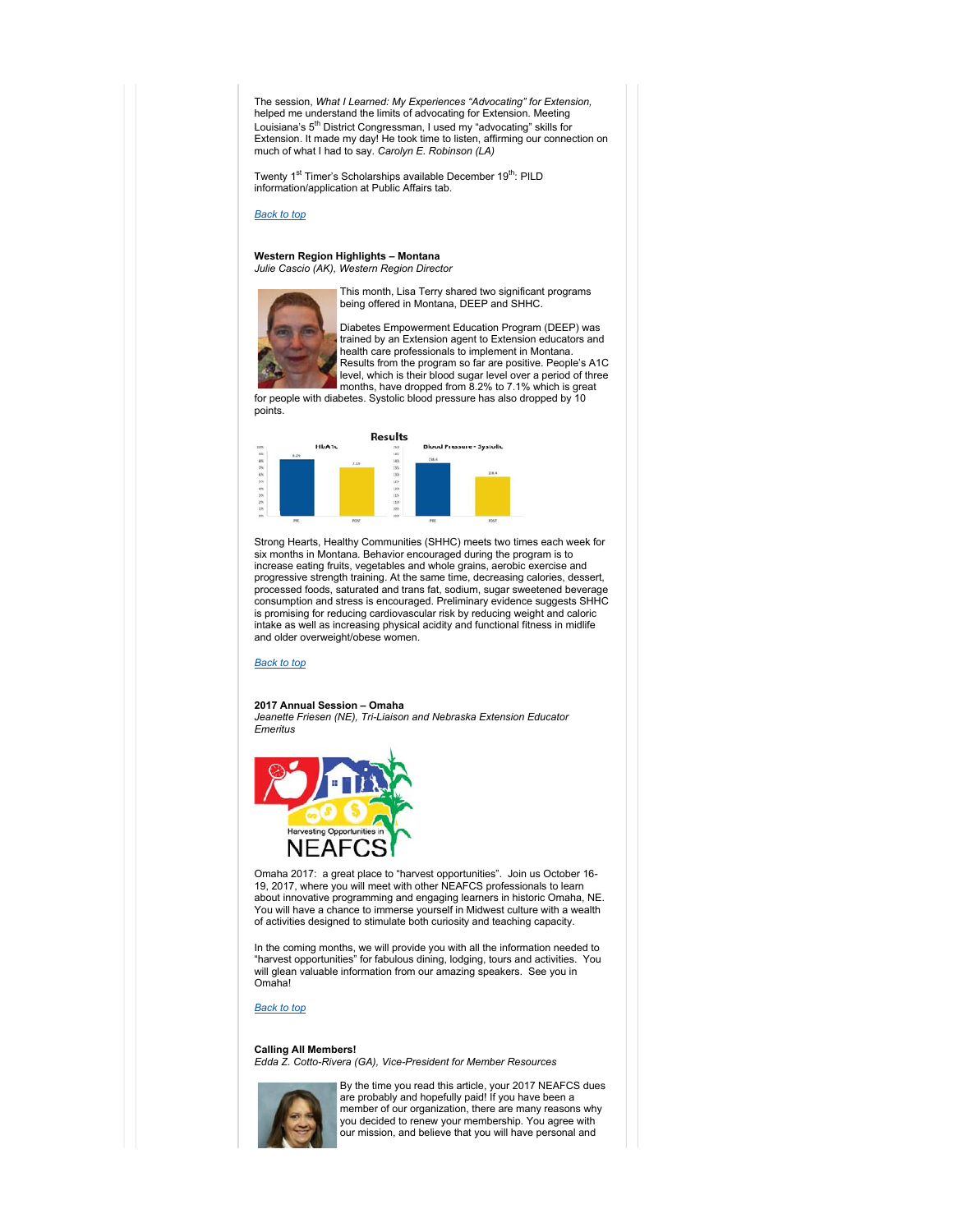The session, *What I Learned: My Experiences "Advocating" for Extension,* helped me understand the limits of advocating for Extension. Meeting Louisiana's 5th District Congressman, I used my "advocating" skills for Extension. It made my day! He took time to listen, affirming our connection on much of what I had to say. *Carolyn E. Robinson (LA)*

Twenty 1st Timer's Scholarships available December 19th: PILD information/application at Public Affairs tab.

[Back to top]

**Western Region Highlights – Montana**
*Julie Cascio (AK), Western Region Director*

This month, Lisa Terry shared two significant programs being offered in Montana, DEEP and SHHC.

Diabetes Empowerment Education Program (DEEP) was trained by an Extension agent to Extension educators and health care professionals to implement in Montana. Results from the program so far are positive. People's A1C level, which is their blood sugar level over a period of three months, have dropped from 8.2% to 7.1% which is great for people with diabetes. Systolic blood pressure has also dropped by 10 points.

Strong Hearts, Healthy Communities (SHHC) meets two times each week for six months in Montana. Behavior encouraged during the program is to increase eating fruits, vegetables and whole grains, aerobic exercise and progressive strength training. At the same time, decreasing calories, dessert, processed foods, saturated and trans fat, sodium, sugar sweetened beverage consumption and stress is encouraged. Preliminary evidence suggests SHHC is promising for reducing cardiovascular risk by reducing weight and caloric intake as well as increasing physical acidity and functional fitness in midlife and older overweight/obese women.

[Back to top]

**2017 Annual Session – Omaha**
*Jeanette Friesen (NE), Tri-Liaison and Nebraska Extension Educator Emeritus*

Omaha 2017: a great place to "harvest opportunities". Join us October 16-19, 2017, where you will meet with other NEAFCS professionals to learn about innovative programming and engaging learners in historic Omaha, NE. You will have a chance to immerse yourself in Midwest culture with a wealth of activities designed to stimulate both curiosity and teaching capacity.

In the coming months, we will provide you with all the information needed to "harvest opportunities" for fabulous dining, lodging, tours and activities. You will glean valuable information from our amazing speakers. See you in Omaha!

[Back to top]

**Calling All Members!**
*Edda Z. Cotto-Rivera (GA), Vice-President for Member Resources*

By the time you read this article, your 2017 NEAFCS dues are probably and hopefully paid! If you have been a member of our organization, there are many reasons why you decided to renew your membership. You agree with our mission, and believe that you will have personal and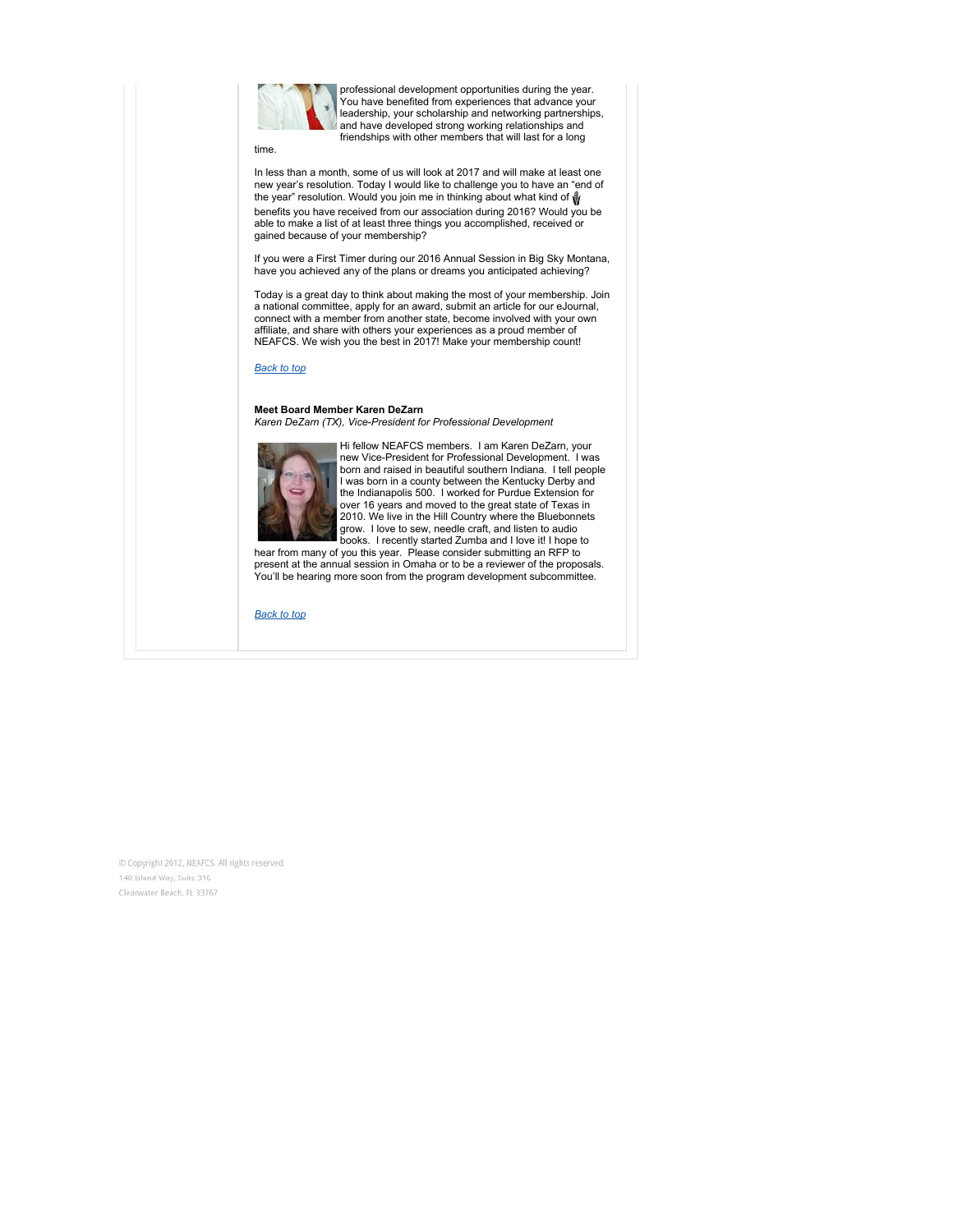professional development opportunities during the year. You have benefited from experiences that advance your leadership, your scholarship and networking partnerships, and have developed strong working relationships and friendships with other members that will last for a long time.

In less than a month, some of us will look at 2017 and will make at least one new year's resolution. Today I would like to challenge you to have an "end of the year" resolution. Would you join me in thinking about what kind of benefits you have received from our association during 2016? Would you be able to make a list of at least three things you accomplished, received or gained because of your membership?

If you were a First Timer during our 2016 Annual Session in Big Sky Montana, have you achieved any of the plans or dreams you anticipated achieving?

Today is a great day to think about making the most of your membership. Join a national committee, apply for an award, submit an article for our eJournal, connect with a member from another state, become involved with your own affiliate, and share with others your experiences as a proud member of NEAFCS. We wish you the best in 2017! Make your membership count!

*Back to top*

**Meet Board Member Karen DeZarn**
*Karen DeZarn (TX), Vice-President for Professional Development*

Hi fellow NEAFCS members. I am Karen DeZarn, your new Vice-President for Professional Development. I was born and raised in beautiful southern Indiana. I tell people I was born in a county between the Kentucky Derby and the Indianapolis 500. I worked for Purdue Extension for over 16 years and moved to the great state of Texas in 2010. We live in the Hill Country where the Bluebonnets grow. I love to sew, needle craft, and listen to audio books. I recently started Zumba and I love it! I hope to hear from many of you this year. Please consider submitting an RFP to present at the annual session in Omaha or to be a reviewer of the proposals. You'll be hearing more soon from the program development subcommittee.

*Back to top*

© Copyright 2012, NEAFCS. All rights reserved.
140 Island Way, Suite 316
Clearwater Beach, FL 33767